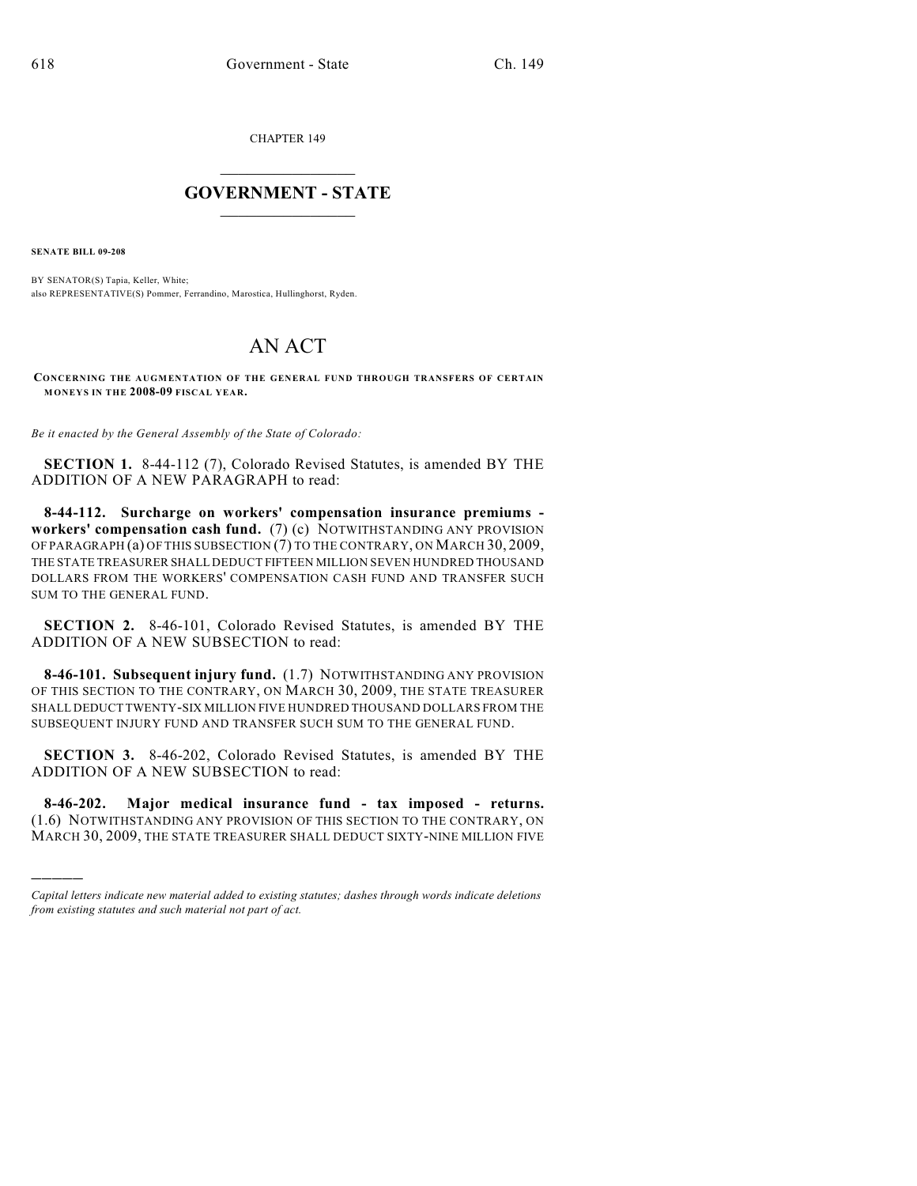CHAPTER 149

# GOVERNMENT - STATE

**SENATE BILL 09-208**

BY SENATOR(S) Tapia, Keller, White;
also REPRESENTATIVE(S) Pommer, Ferrandino, Marostica, Hullinghorst, Ryden.

# AN ACT

**CONCERNING THE AUGMENTATION OF THE GENERAL FUND THROUGH TRANSFERS OF CERTAIN MONEYS IN THE 2008-09 FISCAL YEAR.**

*Be it enacted by the General Assembly of the State of Colorado:*

**SECTION 1.** 8-44-112 (7), Colorado Revised Statutes, is amended BY THE ADDITION OF A NEW PARAGRAPH to read:

**8-44-112. Surcharge on workers' compensation insurance premiums - workers' compensation cash fund.** (7) (c) NOTWITHSTANDING ANY PROVISION OF PARAGRAPH (a) OF THIS SUBSECTION (7) TO THE CONTRARY, ON MARCH 30, 2009, THE STATE TREASURER SHALL DEDUCT FIFTEEN MILLION SEVEN HUNDRED THOUSAND DOLLARS FROM THE WORKERS' COMPENSATION CASH FUND AND TRANSFER SUCH SUM TO THE GENERAL FUND.

**SECTION 2.** 8-46-101, Colorado Revised Statutes, is amended BY THE ADDITION OF A NEW SUBSECTION to read:

**8-46-101. Subsequent injury fund.** (1.7) NOTWITHSTANDING ANY PROVISION OF THIS SECTION TO THE CONTRARY, ON MARCH 30, 2009, THE STATE TREASURER SHALL DEDUCT TWENTY-SIX MILLION FIVE HUNDRED THOUSAND DOLLARS FROM THE SUBSEQUENT INJURY FUND AND TRANSFER SUCH SUM TO THE GENERAL FUND.

**SECTION 3.** 8-46-202, Colorado Revised Statutes, is amended BY THE ADDITION OF A NEW SUBSECTION to read:

**8-46-202. Major medical insurance fund - tax imposed - returns.** (1.6) NOTWITHSTANDING ANY PROVISION OF THIS SECTION TO THE CONTRARY, ON MARCH 30, 2009, THE STATE TREASURER SHALL DEDUCT SIXTY-NINE MILLION FIVE

---

*Capital letters indicate new material added to existing statutes; dashes through words indicate deletions from existing statutes and such material not part of act.*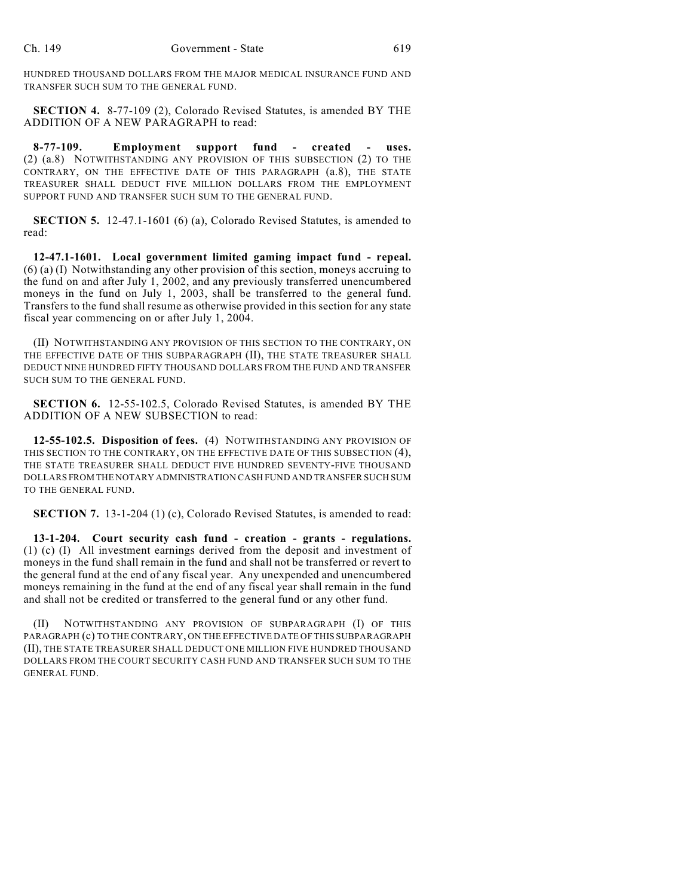HUNDRED THOUSAND DOLLARS FROM THE MAJOR MEDICAL INSURANCE FUND AND TRANSFER SUCH SUM TO THE GENERAL FUND.

**SECTION 4.** 8-77-109 (2), Colorado Revised Statutes, is amended BY THE ADDITION OF A NEW PARAGRAPH to read:

**8-77-109. Employment support fund - created - uses.** (2) (a.8) NOTWITHSTANDING ANY PROVISION OF THIS SUBSECTION (2) TO THE CONTRARY, ON THE EFFECTIVE DATE OF THIS PARAGRAPH (a.8), THE STATE TREASURER SHALL DEDUCT FIVE MILLION DOLLARS FROM THE EMPLOYMENT SUPPORT FUND AND TRANSFER SUCH SUM TO THE GENERAL FUND.

**SECTION 5.** 12-47.1-1601 (6) (a), Colorado Revised Statutes, is amended to read:

**12-47.1-1601. Local government limited gaming impact fund - repeal.** (6) (a) (I) Notwithstanding any other provision of this section, moneys accruing to the fund on and after July 1, 2002, and any previously transferred unencumbered moneys in the fund on July 1, 2003, shall be transferred to the general fund. Transfers to the fund shall resume as otherwise provided in this section for any state fiscal year commencing on or after July 1, 2004.

(II) NOTWITHSTANDING ANY PROVISION OF THIS SECTION TO THE CONTRARY, ON THE EFFECTIVE DATE OF THIS SUBPARAGRAPH (II), THE STATE TREASURER SHALL DEDUCT NINE HUNDRED FIFTY THOUSAND DOLLARS FROM THE FUND AND TRANSFER SUCH SUM TO THE GENERAL FUND.

**SECTION 6.** 12-55-102.5, Colorado Revised Statutes, is amended BY THE ADDITION OF A NEW SUBSECTION to read:

**12-55-102.5. Disposition of fees.** (4) NOTWITHSTANDING ANY PROVISION OF THIS SECTION TO THE CONTRARY, ON THE EFFECTIVE DATE OF THIS SUBSECTION (4), THE STATE TREASURER SHALL DEDUCT FIVE HUNDRED SEVENTY-FIVE THOUSAND DOLLARS FROM THE NOTARY ADMINISTRATION CASH FUND AND TRANSFER SUCH SUM TO THE GENERAL FUND.

**SECTION 7.** 13-1-204 (1) (c), Colorado Revised Statutes, is amended to read:

**13-1-204. Court security cash fund - creation - grants - regulations.** (1) (c) (I) All investment earnings derived from the deposit and investment of moneys in the fund shall remain in the fund and shall not be transferred or revert to the general fund at the end of any fiscal year. Any unexpended and unencumbered moneys remaining in the fund at the end of any fiscal year shall remain in the fund and shall not be credited or transferred to the general fund or any other fund.

(II) NOTWITHSTANDING ANY PROVISION OF SUBPARAGRAPH (I) OF THIS PARAGRAPH (c) TO THE CONTRARY, ON THE EFFECTIVE DATE OF THIS SUBPARAGRAPH (II), THE STATE TREASURER SHALL DEDUCT ONE MILLION FIVE HUNDRED THOUSAND DOLLARS FROM THE COURT SECURITY CASH FUND AND TRANSFER SUCH SUM TO THE GENERAL FUND.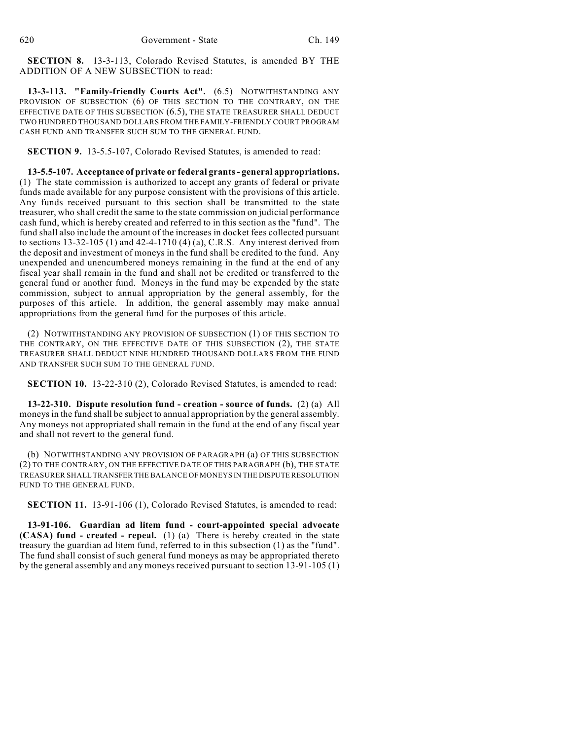**SECTION 8.** 13-3-113, Colorado Revised Statutes, is amended BY THE ADDITION OF A NEW SUBSECTION to read:

**13-3-113. "Family-friendly Courts Act".** (6.5) NOTWITHSTANDING ANY PROVISION OF SUBSECTION (6) OF THIS SECTION TO THE CONTRARY, ON THE EFFECTIVE DATE OF THIS SUBSECTION (6.5), THE STATE TREASURER SHALL DEDUCT TWO HUNDRED THOUSAND DOLLARS FROM THE FAMILY-FRIENDLY COURT PROGRAM CASH FUND AND TRANSFER SUCH SUM TO THE GENERAL FUND.

**SECTION 9.** 13-5.5-107, Colorado Revised Statutes, is amended to read:

**13-5.5-107. Acceptance of private or federal grants - general appropriations.** (1) The state commission is authorized to accept any grants of federal or private funds made available for any purpose consistent with the provisions of this article. Any funds received pursuant to this section shall be transmitted to the state treasurer, who shall credit the same to the state commission on judicial performance cash fund, which is hereby created and referred to in this section as the "fund". The fund shall also include the amount of the increases in docket fees collected pursuant to sections 13-32-105 (1) and 42-4-1710 (4) (a), C.R.S. Any interest derived from the deposit and investment of moneys in the fund shall be credited to the fund. Any unexpended and unencumbered moneys remaining in the fund at the end of any fiscal year shall remain in the fund and shall not be credited or transferred to the general fund or another fund. Moneys in the fund may be expended by the state commission, subject to annual appropriation by the general assembly, for the purposes of this article. In addition, the general assembly may make annual appropriations from the general fund for the purposes of this article.

(2) NOTWITHSTANDING ANY PROVISION OF SUBSECTION (1) OF THIS SECTION TO THE CONTRARY, ON THE EFFECTIVE DATE OF THIS SUBSECTION (2), THE STATE TREASURER SHALL DEDUCT NINE HUNDRED THOUSAND DOLLARS FROM THE FUND AND TRANSFER SUCH SUM TO THE GENERAL FUND.

**SECTION 10.** 13-22-310 (2), Colorado Revised Statutes, is amended to read:

**13-22-310. Dispute resolution fund - creation - source of funds.** (2) (a) All moneys in the fund shall be subject to annual appropriation by the general assembly. Any moneys not appropriated shall remain in the fund at the end of any fiscal year and shall not revert to the general fund.

(b) NOTWITHSTANDING ANY PROVISION OF PARAGRAPH (a) OF THIS SUBSECTION (2) TO THE CONTRARY, ON THE EFFECTIVE DATE OF THIS PARAGRAPH (b), THE STATE TREASURER SHALL TRANSFER THE BALANCE OF MONEYS IN THE DISPUTE RESOLUTION FUND TO THE GENERAL FUND.

**SECTION 11.** 13-91-106 (1), Colorado Revised Statutes, is amended to read:

**13-91-106. Guardian ad litem fund - court-appointed special advocate (CASA) fund - created - repeal.** (1) (a) There is hereby created in the state treasury the guardian ad litem fund, referred to in this subsection (1) as the "fund". The fund shall consist of such general fund moneys as may be appropriated thereto by the general assembly and any moneys received pursuant to section 13-91-105 (1)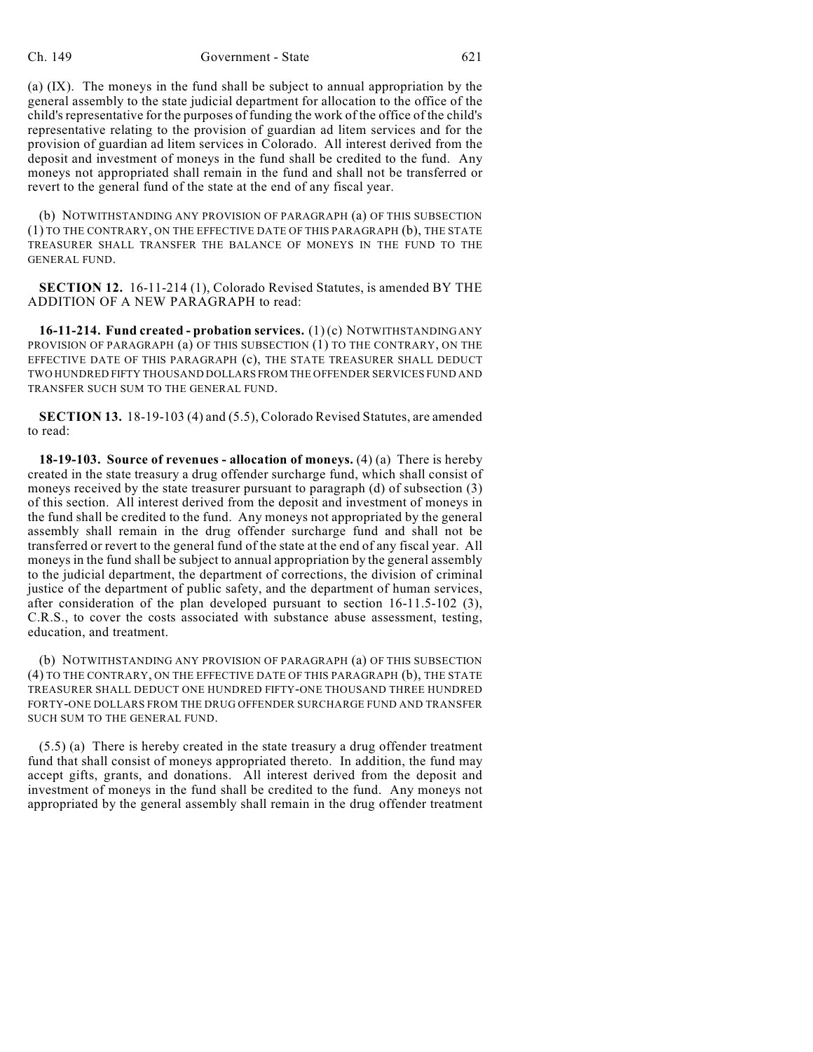(a) (IX). The moneys in the fund shall be subject to annual appropriation by the general assembly to the state judicial department for allocation to the office of the child's representative for the purposes of funding the work of the office of the child's representative relating to the provision of guardian ad litem services and for the provision of guardian ad litem services in Colorado. All interest derived from the deposit and investment of moneys in the fund shall be credited to the fund. Any moneys not appropriated shall remain in the fund and shall not be transferred or revert to the general fund of the state at the end of any fiscal year.

(b) NOTWITHSTANDING ANY PROVISION OF PARAGRAPH (a) OF THIS SUBSECTION (1) TO THE CONTRARY, ON THE EFFECTIVE DATE OF THIS PARAGRAPH (b), THE STATE TREASURER SHALL TRANSFER THE BALANCE OF MONEYS IN THE FUND TO THE GENERAL FUND.

**SECTION 12.** 16-11-214 (1), Colorado Revised Statutes, is amended BY THE ADDITION OF A NEW PARAGRAPH to read:

**16-11-214. Fund created - probation services.** (1) (c) NOTWITHSTANDING ANY PROVISION OF PARAGRAPH (a) OF THIS SUBSECTION (1) TO THE CONTRARY, ON THE EFFECTIVE DATE OF THIS PARAGRAPH (c), THE STATE TREASURER SHALL DEDUCT TWO HUNDRED FIFTY THOUSAND DOLLARS FROM THE OFFENDER SERVICES FUND AND TRANSFER SUCH SUM TO THE GENERAL FUND.

**SECTION 13.** 18-19-103 (4) and (5.5), Colorado Revised Statutes, are amended to read:

**18-19-103. Source of revenues - allocation of moneys.** (4) (a) There is hereby created in the state treasury a drug offender surcharge fund, which shall consist of moneys received by the state treasurer pursuant to paragraph (d) of subsection (3) of this section. All interest derived from the deposit and investment of moneys in the fund shall be credited to the fund. Any moneys not appropriated by the general assembly shall remain in the drug offender surcharge fund and shall not be transferred or revert to the general fund of the state at the end of any fiscal year. All moneys in the fund shall be subject to annual appropriation by the general assembly to the judicial department, the department of corrections, the division of criminal justice of the department of public safety, and the department of human services, after consideration of the plan developed pursuant to section 16-11.5-102 (3), C.R.S., to cover the costs associated with substance abuse assessment, testing, education, and treatment.

(b) NOTWITHSTANDING ANY PROVISION OF PARAGRAPH (a) OF THIS SUBSECTION (4) TO THE CONTRARY, ON THE EFFECTIVE DATE OF THIS PARAGRAPH (b), THE STATE TREASURER SHALL DEDUCT ONE HUNDRED FIFTY-ONE THOUSAND THREE HUNDRED FORTY-ONE DOLLARS FROM THE DRUG OFFENDER SURCHARGE FUND AND TRANSFER SUCH SUM TO THE GENERAL FUND.

(5.5) (a) There is hereby created in the state treasury a drug offender treatment fund that shall consist of moneys appropriated thereto. In addition, the fund may accept gifts, grants, and donations. All interest derived from the deposit and investment of moneys in the fund shall be credited to the fund. Any moneys not appropriated by the general assembly shall remain in the drug offender treatment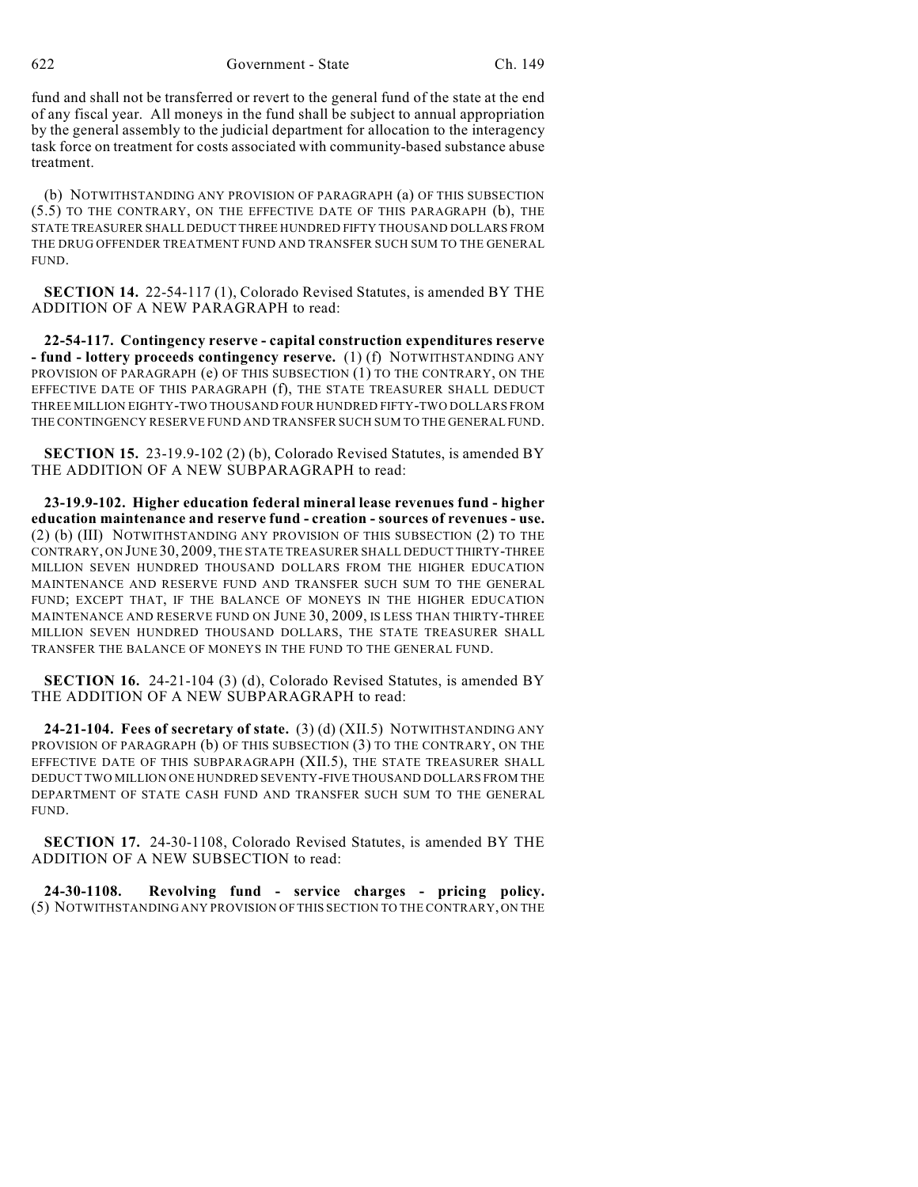fund and shall not be transferred or revert to the general fund of the state at the end of any fiscal year. All moneys in the fund shall be subject to annual appropriation by the general assembly to the judicial department for allocation to the interagency task force on treatment for costs associated with community-based substance abuse treatment.

(b) NOTWITHSTANDING ANY PROVISION OF PARAGRAPH (a) OF THIS SUBSECTION (5.5) TO THE CONTRARY, ON THE EFFECTIVE DATE OF THIS PARAGRAPH (b), THE STATE TREASURER SHALL DEDUCT THREE HUNDRED FIFTY THOUSAND DOLLARS FROM THE DRUG OFFENDER TREATMENT FUND AND TRANSFER SUCH SUM TO THE GENERAL FUND.

**SECTION 14.** 22-54-117 (1), Colorado Revised Statutes, is amended BY THE ADDITION OF A NEW PARAGRAPH to read:

**22-54-117. Contingency reserve - capital construction expenditures reserve - fund - lottery proceeds contingency reserve.** (1) (f) NOTWITHSTANDING ANY PROVISION OF PARAGRAPH (e) OF THIS SUBSECTION (1) TO THE CONTRARY, ON THE EFFECTIVE DATE OF THIS PARAGRAPH (f), THE STATE TREASURER SHALL DEDUCT THREE MILLION EIGHTY-TWO THOUSAND FOUR HUNDRED FIFTY-TWO DOLLARS FROM THE CONTINGENCY RESERVE FUND AND TRANSFER SUCH SUM TO THE GENERAL FUND.

**SECTION 15.** 23-19.9-102 (2) (b), Colorado Revised Statutes, is amended BY THE ADDITION OF A NEW SUBPARAGRAPH to read:

**23-19.9-102. Higher education federal mineral lease revenues fund - higher education maintenance and reserve fund - creation - sources of revenues - use.** (2) (b) (III) NOTWITHSTANDING ANY PROVISION OF THIS SUBSECTION (2) TO THE CONTRARY, ON JUNE 30, 2009, THE STATE TREASURER SHALL DEDUCT THIRTY-THREE MILLION SEVEN HUNDRED THOUSAND DOLLARS FROM THE HIGHER EDUCATION MAINTENANCE AND RESERVE FUND AND TRANSFER SUCH SUM TO THE GENERAL FUND; EXCEPT THAT, IF THE BALANCE OF MONEYS IN THE HIGHER EDUCATION MAINTENANCE AND RESERVE FUND ON JUNE 30, 2009, IS LESS THAN THIRTY-THREE MILLION SEVEN HUNDRED THOUSAND DOLLARS, THE STATE TREASURER SHALL TRANSFER THE BALANCE OF MONEYS IN THE FUND TO THE GENERAL FUND.

**SECTION 16.** 24-21-104 (3) (d), Colorado Revised Statutes, is amended BY THE ADDITION OF A NEW SUBPARAGRAPH to read:

**24-21-104. Fees of secretary of state.** (3) (d) (XII.5) NOTWITHSTANDING ANY PROVISION OF PARAGRAPH (b) OF THIS SUBSECTION (3) TO THE CONTRARY, ON THE EFFECTIVE DATE OF THIS SUBPARAGRAPH (XII.5), THE STATE TREASURER SHALL DEDUCT TWO MILLION ONE HUNDRED SEVENTY-FIVE THOUSAND DOLLARS FROM THE DEPARTMENT OF STATE CASH FUND AND TRANSFER SUCH SUM TO THE GENERAL FUND.

**SECTION 17.** 24-30-1108, Colorado Revised Statutes, is amended BY THE ADDITION OF A NEW SUBSECTION to read:

**24-30-1108. Revolving fund - service charges - pricing policy.** (5) NOTWITHSTANDING ANY PROVISION OF THIS SECTION TO THE CONTRARY, ON THE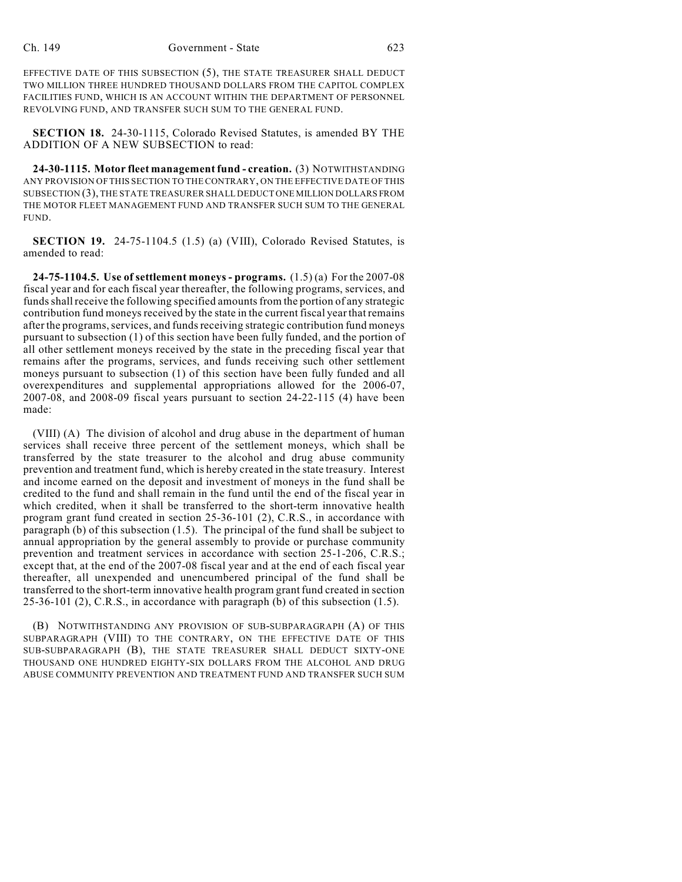EFFECTIVE DATE OF THIS SUBSECTION (5), THE STATE TREASURER SHALL DEDUCT TWO MILLION THREE HUNDRED THOUSAND DOLLARS FROM THE CAPITOL COMPLEX FACILITIES FUND, WHICH IS AN ACCOUNT WITHIN THE DEPARTMENT OF PERSONNEL REVOLVING FUND, AND TRANSFER SUCH SUM TO THE GENERAL FUND.

**SECTION 18.** 24-30-1115, Colorado Revised Statutes, is amended BY THE ADDITION OF A NEW SUBSECTION to read:

**24-30-1115. Motor fleet management fund - creation.** (3) NOTWITHSTANDING ANY PROVISION OF THIS SECTION TO THE CONTRARY, ON THE EFFECTIVE DATE OF THIS SUBSECTION (3), THE STATE TREASURER SHALL DEDUCT ONE MILLION DOLLARS FROM THE MOTOR FLEET MANAGEMENT FUND AND TRANSFER SUCH SUM TO THE GENERAL FUND.

**SECTION 19.** 24-75-1104.5 (1.5) (a) (VIII), Colorado Revised Statutes, is amended to read:

**24-75-1104.5. Use of settlement moneys - programs.** (1.5) (a) For the 2007-08 fiscal year and for each fiscal year thereafter, the following programs, services, and funds shall receive the following specified amounts from the portion of any strategic contribution fund moneys received by the state in the current fiscal year that remains after the programs, services, and funds receiving strategic contribution fund moneys pursuant to subsection (1) of this section have been fully funded, and the portion of all other settlement moneys received by the state in the preceding fiscal year that remains after the programs, services, and funds receiving such other settlement moneys pursuant to subsection (1) of this section have been fully funded and all overexpenditures and supplemental appropriations allowed for the 2006-07, 2007-08, and 2008-09 fiscal years pursuant to section 24-22-115 (4) have been made:

(VIII) (A) The division of alcohol and drug abuse in the department of human services shall receive three percent of the settlement moneys, which shall be transferred by the state treasurer to the alcohol and drug abuse community prevention and treatment fund, which is hereby created in the state treasury. Interest and income earned on the deposit and investment of moneys in the fund shall be credited to the fund and shall remain in the fund until the end of the fiscal year in which credited, when it shall be transferred to the short-term innovative health program grant fund created in section 25-36-101 (2), C.R.S., in accordance with paragraph (b) of this subsection (1.5). The principal of the fund shall be subject to annual appropriation by the general assembly to provide or purchase community prevention and treatment services in accordance with section 25-1-206, C.R.S.; except that, at the end of the 2007-08 fiscal year and at the end of each fiscal year thereafter, all unexpended and unencumbered principal of the fund shall be transferred to the short-term innovative health program grant fund created in section 25-36-101 (2), C.R.S., in accordance with paragraph (b) of this subsection (1.5).

(B) NOTWITHSTANDING ANY PROVISION OF SUB-SUBPARAGRAPH (A) OF THIS SUBPARAGRAPH (VIII) TO THE CONTRARY, ON THE EFFECTIVE DATE OF THIS SUB-SUBPARAGRAPH (B), THE STATE TREASURER SHALL DEDUCT SIXTY-ONE THOUSAND ONE HUNDRED EIGHTY-SIX DOLLARS FROM THE ALCOHOL AND DRUG ABUSE COMMUNITY PREVENTION AND TREATMENT FUND AND TRANSFER SUCH SUM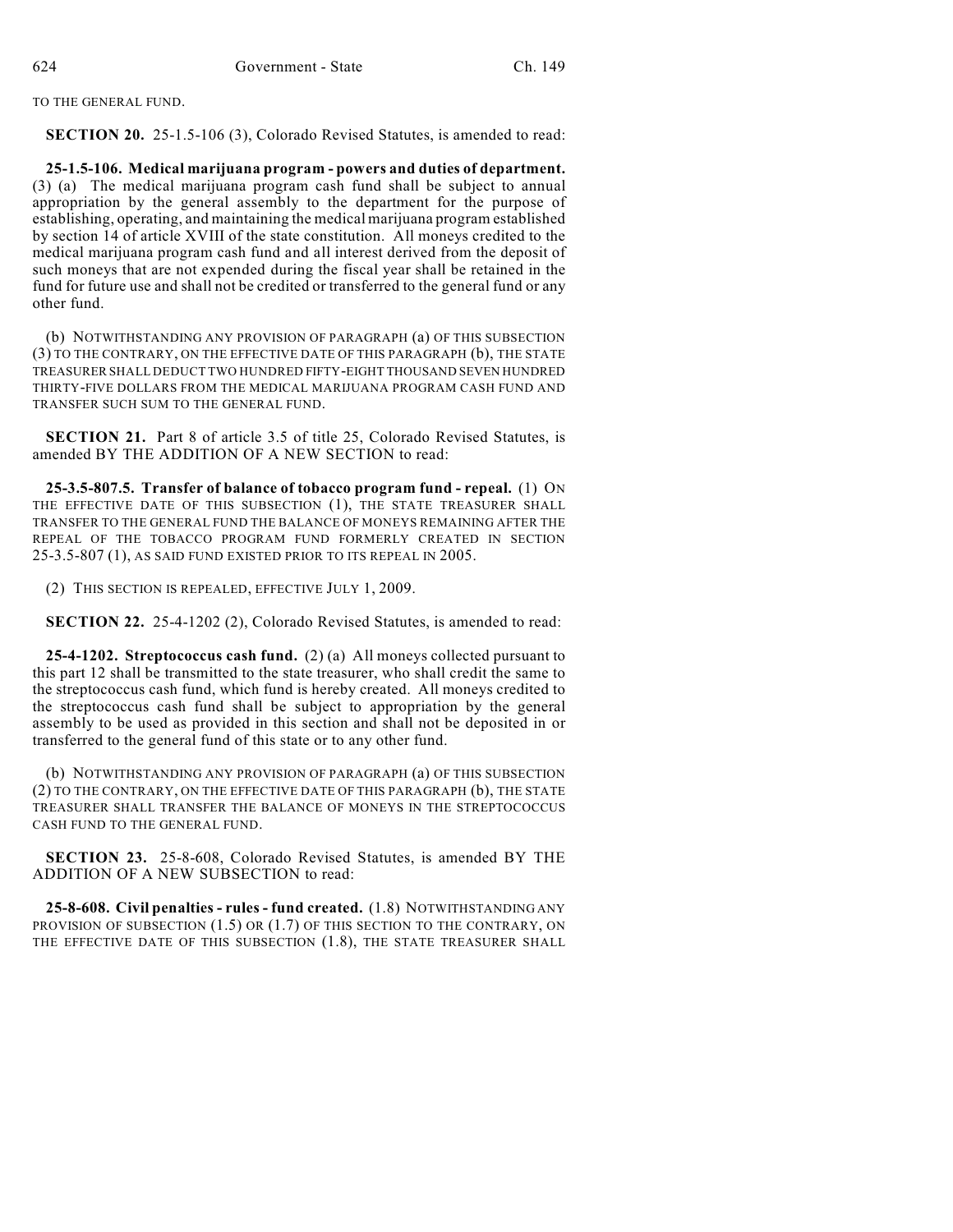TO THE GENERAL FUND.

**SECTION 20.** 25-1.5-106 (3), Colorado Revised Statutes, is amended to read:

**25-1.5-106. Medical marijuana program - powers and duties of department.** (3) (a) The medical marijuana program cash fund shall be subject to annual appropriation by the general assembly to the department for the purpose of establishing, operating, and maintaining the medical marijuana program established by section 14 of article XVIII of the state constitution. All moneys credited to the medical marijuana program cash fund and all interest derived from the deposit of such moneys that are not expended during the fiscal year shall be retained in the fund for future use and shall not be credited or transferred to the general fund or any other fund.

(b) NOTWITHSTANDING ANY PROVISION OF PARAGRAPH (a) OF THIS SUBSECTION (3) TO THE CONTRARY, ON THE EFFECTIVE DATE OF THIS PARAGRAPH (b), THE STATE TREASURER SHALL DEDUCT TWO HUNDRED FIFTY-EIGHT THOUSAND SEVEN HUNDRED THIRTY-FIVE DOLLARS FROM THE MEDICAL MARIJUANA PROGRAM CASH FUND AND TRANSFER SUCH SUM TO THE GENERAL FUND.

**SECTION 21.** Part 8 of article 3.5 of title 25, Colorado Revised Statutes, is amended BY THE ADDITION OF A NEW SECTION to read:

**25-3.5-807.5. Transfer of balance of tobacco program fund - repeal.** (1) ON THE EFFECTIVE DATE OF THIS SUBSECTION (1), THE STATE TREASURER SHALL TRANSFER TO THE GENERAL FUND THE BALANCE OF MONEYS REMAINING AFTER THE REPEAL OF THE TOBACCO PROGRAM FUND FORMERLY CREATED IN SECTION 25-3.5-807 (1), AS SAID FUND EXISTED PRIOR TO ITS REPEAL IN 2005.

(2) THIS SECTION IS REPEALED, EFFECTIVE JULY 1, 2009.

**SECTION 22.** 25-4-1202 (2), Colorado Revised Statutes, is amended to read:

**25-4-1202. Streptococcus cash fund.** (2) (a) All moneys collected pursuant to this part 12 shall be transmitted to the state treasurer, who shall credit the same to the streptococcus cash fund, which fund is hereby created. All moneys credited to the streptococcus cash fund shall be subject to appropriation by the general assembly to be used as provided in this section and shall not be deposited in or transferred to the general fund of this state or to any other fund.

(b) NOTWITHSTANDING ANY PROVISION OF PARAGRAPH (a) OF THIS SUBSECTION (2) TO THE CONTRARY, ON THE EFFECTIVE DATE OF THIS PARAGRAPH (b), THE STATE TREASURER SHALL TRANSFER THE BALANCE OF MONEYS IN THE STREPTOCOCCUS CASH FUND TO THE GENERAL FUND.

**SECTION 23.** 25-8-608, Colorado Revised Statutes, is amended BY THE ADDITION OF A NEW SUBSECTION to read:

**25-8-608. Civil penalties - rules - fund created.** (1.8) NOTWITHSTANDING ANY PROVISION OF SUBSECTION (1.5) OR (1.7) OF THIS SECTION TO THE CONTRARY, ON THE EFFECTIVE DATE OF THIS SUBSECTION (1.8), THE STATE TREASURER SHALL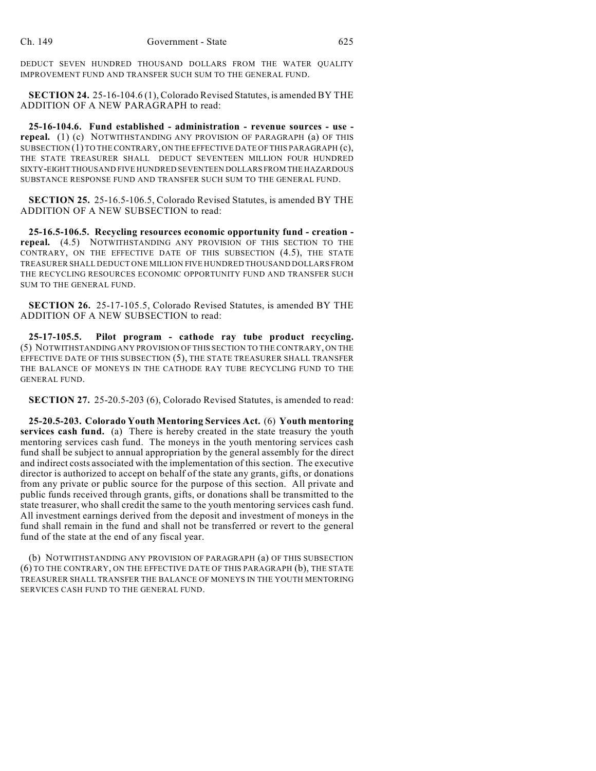DEDUCT SEVEN HUNDRED THOUSAND DOLLARS FROM THE WATER QUALITY IMPROVEMENT FUND AND TRANSFER SUCH SUM TO THE GENERAL FUND.

**SECTION 24.** 25-16-104.6 (1), Colorado Revised Statutes, is amended BY THE ADDITION OF A NEW PARAGRAPH to read:

**25-16-104.6. Fund established - administration - revenue sources - use - repeal.** (1) (c) NOTWITHSTANDING ANY PROVISION OF PARAGRAPH (a) OF THIS SUBSECTION (1) TO THE CONTRARY, ON THE EFFECTIVE DATE OF THIS PARAGRAPH (c), THE STATE TREASURER SHALL DEDUCT SEVENTEEN MILLION FOUR HUNDRED SIXTY-EIGHT THOUSAND FIVE HUNDRED SEVENTEEN DOLLARS FROM THE HAZARDOUS SUBSTANCE RESPONSE FUND AND TRANSFER SUCH SUM TO THE GENERAL FUND.

**SECTION 25.** 25-16.5-106.5, Colorado Revised Statutes, is amended BY THE ADDITION OF A NEW SUBSECTION to read:

**25-16.5-106.5. Recycling resources economic opportunity fund - creation - repeal.** (4.5) NOTWITHSTANDING ANY PROVISION OF THIS SECTION TO THE CONTRARY, ON THE EFFECTIVE DATE OF THIS SUBSECTION (4.5), THE STATE TREASURER SHALL DEDUCT ONE MILLION FIVE HUNDRED THOUSAND DOLLARS FROM THE RECYCLING RESOURCES ECONOMIC OPPORTUNITY FUND AND TRANSFER SUCH SUM TO THE GENERAL FUND.

**SECTION 26.** 25-17-105.5, Colorado Revised Statutes, is amended BY THE ADDITION OF A NEW SUBSECTION to read:

**25-17-105.5. Pilot program - cathode ray tube product recycling.** (5) NOTWITHSTANDING ANY PROVISION OF THIS SECTION TO THE CONTRARY, ON THE EFFECTIVE DATE OF THIS SUBSECTION (5), THE STATE TREASURER SHALL TRANSFER THE BALANCE OF MONEYS IN THE CATHODE RAY TUBE RECYCLING FUND TO THE GENERAL FUND.

**SECTION 27.** 25-20.5-203 (6), Colorado Revised Statutes, is amended to read:

**25-20.5-203. Colorado Youth Mentoring Services Act.** (6) **Youth mentoring services cash fund.** (a) There is hereby created in the state treasury the youth mentoring services cash fund. The moneys in the youth mentoring services cash fund shall be subject to annual appropriation by the general assembly for the direct and indirect costs associated with the implementation of this section. The executive director is authorized to accept on behalf of the state any grants, gifts, or donations from any private or public source for the purpose of this section. All private and public funds received through grants, gifts, or donations shall be transmitted to the state treasurer, who shall credit the same to the youth mentoring services cash fund. All investment earnings derived from the deposit and investment of moneys in the fund shall remain in the fund and shall not be transferred or revert to the general fund of the state at the end of any fiscal year.

(b) NOTWITHSTANDING ANY PROVISION OF PARAGRAPH (a) OF THIS SUBSECTION (6) TO THE CONTRARY, ON THE EFFECTIVE DATE OF THIS PARAGRAPH (b), THE STATE TREASURER SHALL TRANSFER THE BALANCE OF MONEYS IN THE YOUTH MENTORING SERVICES CASH FUND TO THE GENERAL FUND.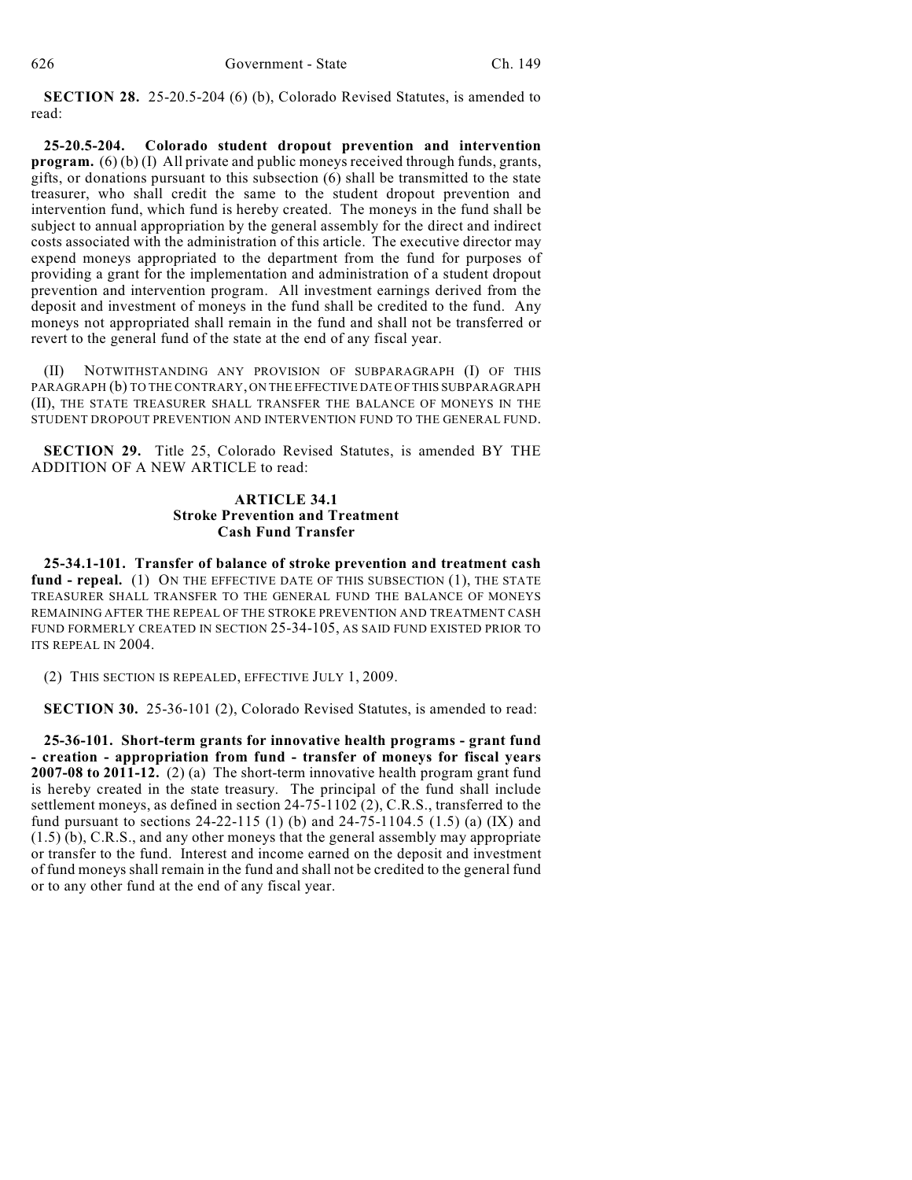**SECTION 28.** 25-20.5-204 (6) (b), Colorado Revised Statutes, is amended to read:

**25-20.5-204. Colorado student dropout prevention and intervention program.** (6) (b) (I) All private and public moneys received through funds, grants, gifts, or donations pursuant to this subsection (6) shall be transmitted to the state treasurer, who shall credit the same to the student dropout prevention and intervention fund, which fund is hereby created. The moneys in the fund shall be subject to annual appropriation by the general assembly for the direct and indirect costs associated with the administration of this article. The executive director may expend moneys appropriated to the department from the fund for purposes of providing a grant for the implementation and administration of a student dropout prevention and intervention program. All investment earnings derived from the deposit and investment of moneys in the fund shall be credited to the fund. Any moneys not appropriated shall remain in the fund and shall not be transferred or revert to the general fund of the state at the end of any fiscal year.

(II) NOTWITHSTANDING ANY PROVISION OF SUBPARAGRAPH (I) OF THIS PARAGRAPH (b) TO THE CONTRARY, ON THE EFFECTIVE DATE OF THIS SUBPARAGRAPH (II), THE STATE TREASURER SHALL TRANSFER THE BALANCE OF MONEYS IN THE STUDENT DROPOUT PREVENTION AND INTERVENTION FUND TO THE GENERAL FUND.

**SECTION 29.** Title 25, Colorado Revised Statutes, is amended BY THE ADDITION OF A NEW ARTICLE to read:

**ARTICLE 34.1**
**Stroke Prevention and Treatment**
**Cash Fund Transfer**

**25-34.1-101. Transfer of balance of stroke prevention and treatment cash fund - repeal.** (1) ON THE EFFECTIVE DATE OF THIS SUBSECTION (1), THE STATE TREASURER SHALL TRANSFER TO THE GENERAL FUND THE BALANCE OF MONEYS REMAINING AFTER THE REPEAL OF THE STROKE PREVENTION AND TREATMENT CASH FUND FORMERLY CREATED IN SECTION 25-34-105, AS SAID FUND EXISTED PRIOR TO ITS REPEAL IN 2004.

(2) THIS SECTION IS REPEALED, EFFECTIVE JULY 1, 2009.

**SECTION 30.** 25-36-101 (2), Colorado Revised Statutes, is amended to read:

**25-36-101. Short-term grants for innovative health programs - grant fund - creation - appropriation from fund - transfer of moneys for fiscal years 2007-08 to 2011-12.** (2) (a) The short-term innovative health program grant fund is hereby created in the state treasury. The principal of the fund shall include settlement moneys, as defined in section 24-75-1102 (2), C.R.S., transferred to the fund pursuant to sections 24-22-115 (1) (b) and 24-75-1104.5 (1.5) (a) (IX) and (1.5) (b), C.R.S., and any other moneys that the general assembly may appropriate or transfer to the fund. Interest and income earned on the deposit and investment of fund moneys shall remain in the fund and shall not be credited to the general fund or to any other fund at the end of any fiscal year.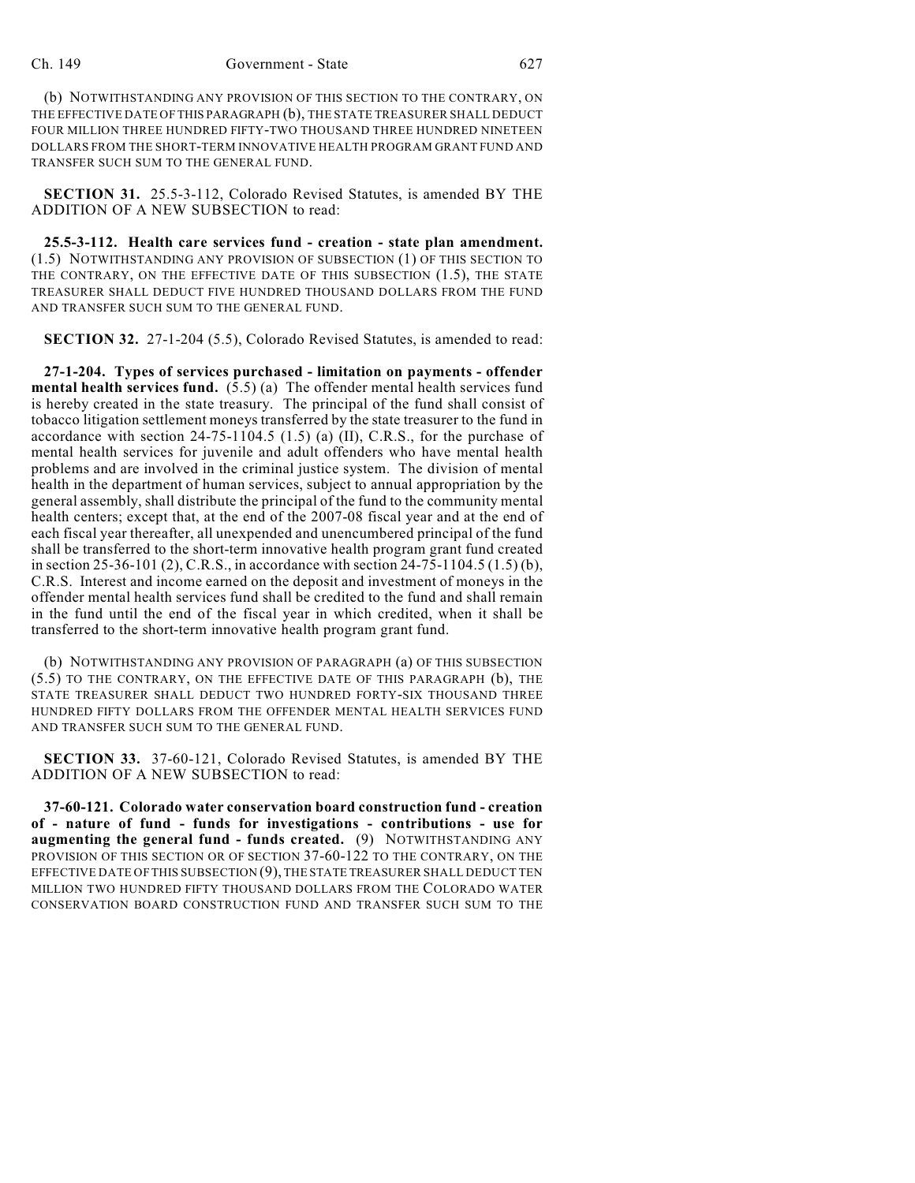(b) NOTWITHSTANDING ANY PROVISION OF THIS SECTION TO THE CONTRARY, ON THE EFFECTIVE DATE OF THIS PARAGRAPH (b), THE STATE TREASURER SHALL DEDUCT FOUR MILLION THREE HUNDRED FIFTY-TWO THOUSAND THREE HUNDRED NINETEEN DOLLARS FROM THE SHORT-TERM INNOVATIVE HEALTH PROGRAM GRANT FUND AND TRANSFER SUCH SUM TO THE GENERAL FUND.

**SECTION 31.** 25.5-3-112, Colorado Revised Statutes, is amended BY THE ADDITION OF A NEW SUBSECTION to read:

**25.5-3-112. Health care services fund - creation - state plan amendment.** (1.5) NOTWITHSTANDING ANY PROVISION OF SUBSECTION (1) OF THIS SECTION TO THE CONTRARY, ON THE EFFECTIVE DATE OF THIS SUBSECTION (1.5), THE STATE TREASURER SHALL DEDUCT FIVE HUNDRED THOUSAND DOLLARS FROM THE FUND AND TRANSFER SUCH SUM TO THE GENERAL FUND.

**SECTION 32.** 27-1-204 (5.5), Colorado Revised Statutes, is amended to read:

**27-1-204. Types of services purchased - limitation on payments - offender mental health services fund.** (5.5) (a) The offender mental health services fund is hereby created in the state treasury. The principal of the fund shall consist of tobacco litigation settlement moneys transferred by the state treasurer to the fund in accordance with section 24-75-1104.5 (1.5) (a) (II), C.R.S., for the purchase of mental health services for juvenile and adult offenders who have mental health problems and are involved in the criminal justice system. The division of mental health in the department of human services, subject to annual appropriation by the general assembly, shall distribute the principal of the fund to the community mental health centers; except that, at the end of the 2007-08 fiscal year and at the end of each fiscal year thereafter, all unexpended and unencumbered principal of the fund shall be transferred to the short-term innovative health program grant fund created in section 25-36-101 (2), C.R.S., in accordance with section 24-75-1104.5 (1.5) (b), C.R.S. Interest and income earned on the deposit and investment of moneys in the offender mental health services fund shall be credited to the fund and shall remain in the fund until the end of the fiscal year in which credited, when it shall be transferred to the short-term innovative health program grant fund.

(b) NOTWITHSTANDING ANY PROVISION OF PARAGRAPH (a) OF THIS SUBSECTION (5.5) TO THE CONTRARY, ON THE EFFECTIVE DATE OF THIS PARAGRAPH (b), THE STATE TREASURER SHALL DEDUCT TWO HUNDRED FORTY-SIX THOUSAND THREE HUNDRED FIFTY DOLLARS FROM THE OFFENDER MENTAL HEALTH SERVICES FUND AND TRANSFER SUCH SUM TO THE GENERAL FUND.

**SECTION 33.** 37-60-121, Colorado Revised Statutes, is amended BY THE ADDITION OF A NEW SUBSECTION to read:

**37-60-121. Colorado water conservation board construction fund - creation of - nature of fund - funds for investigations - contributions - use for augmenting the general fund - funds created.** (9) NOTWITHSTANDING ANY PROVISION OF THIS SECTION OR OF SECTION 37-60-122 TO THE CONTRARY, ON THE EFFECTIVE DATE OF THIS SUBSECTION (9), THE STATE TREASURER SHALL DEDUCT TEN MILLION TWO HUNDRED FIFTY THOUSAND DOLLARS FROM THE COLORADO WATER CONSERVATION BOARD CONSTRUCTION FUND AND TRANSFER SUCH SUM TO THE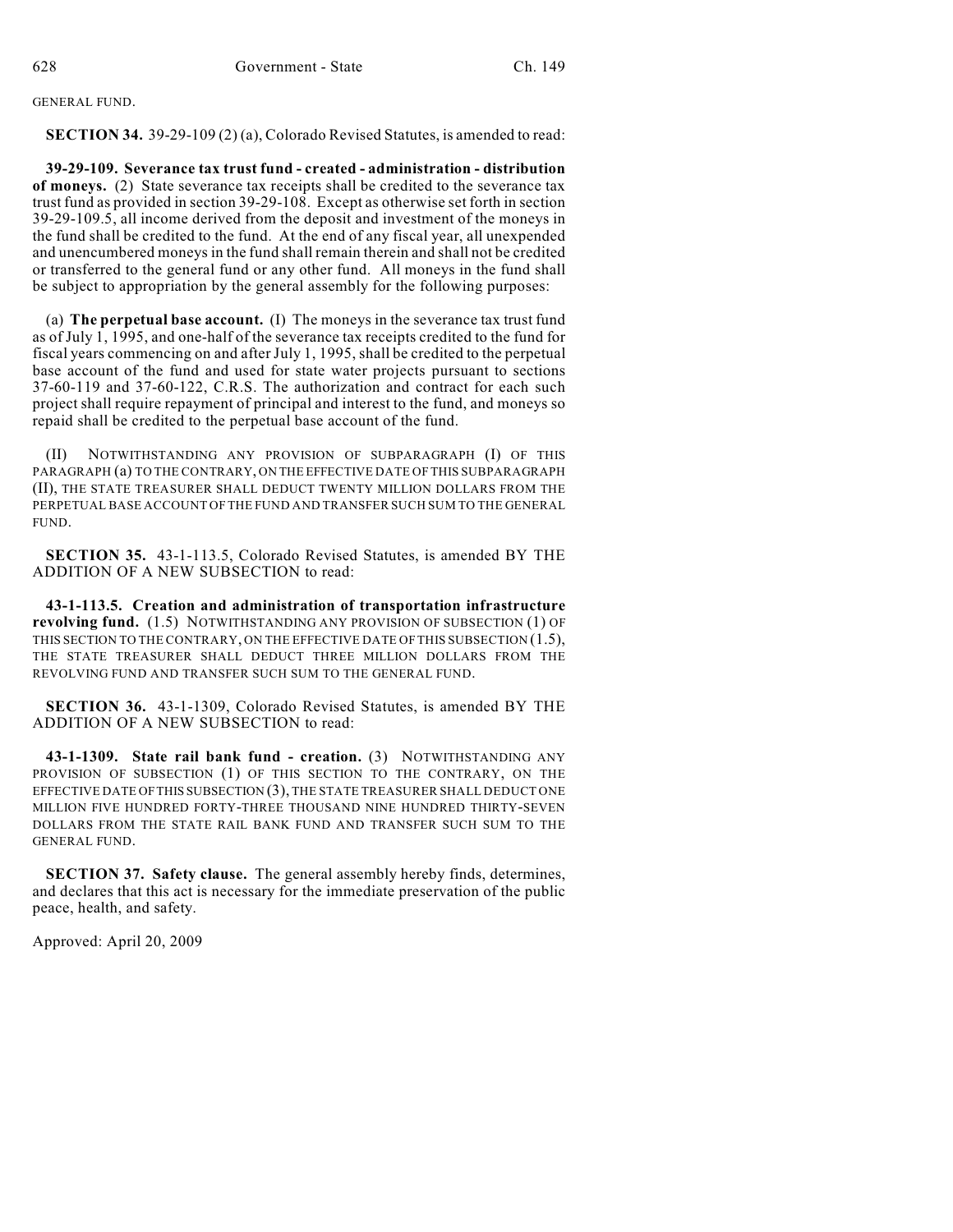GENERAL FUND.

**SECTION 34.** 39-29-109 (2) (a), Colorado Revised Statutes, is amended to read:

**39-29-109. Severance tax trust fund - created - administration - distribution of moneys.** (2) State severance tax receipts shall be credited to the severance tax trust fund as provided in section 39-29-108. Except as otherwise set forth in section 39-29-109.5, all income derived from the deposit and investment of the moneys in the fund shall be credited to the fund. At the end of any fiscal year, all unexpended and unencumbered moneys in the fund shall remain therein and shall not be credited or transferred to the general fund or any other fund. All moneys in the fund shall be subject to appropriation by the general assembly for the following purposes:

(a) **The perpetual base account.** (I) The moneys in the severance tax trust fund as of July 1, 1995, and one-half of the severance tax receipts credited to the fund for fiscal years commencing on and after July 1, 1995, shall be credited to the perpetual base account of the fund and used for state water projects pursuant to sections 37-60-119 and 37-60-122, C.R.S. The authorization and contract for each such project shall require repayment of principal and interest to the fund, and moneys so repaid shall be credited to the perpetual base account of the fund.

(II) NOTWITHSTANDING ANY PROVISION OF SUBPARAGRAPH (I) OF THIS PARAGRAPH (a) TO THE CONTRARY, ON THE EFFECTIVE DATE OF THIS SUBPARAGRAPH (II), THE STATE TREASURER SHALL DEDUCT TWENTY MILLION DOLLARS FROM THE PERPETUAL BASE ACCOUNT OF THE FUND AND TRANSFER SUCH SUM TO THE GENERAL FUND.

**SECTION 35.** 43-1-113.5, Colorado Revised Statutes, is amended BY THE ADDITION OF A NEW SUBSECTION to read:

**43-1-113.5. Creation and administration of transportation infrastructure revolving fund.** (1.5) NOTWITHSTANDING ANY PROVISION OF SUBSECTION (1) OF THIS SECTION TO THE CONTRARY, ON THE EFFECTIVE DATE OF THIS SUBSECTION (1.5), THE STATE TREASURER SHALL DEDUCT THREE MILLION DOLLARS FROM THE REVOLVING FUND AND TRANSFER SUCH SUM TO THE GENERAL FUND.

**SECTION 36.** 43-1-1309, Colorado Revised Statutes, is amended BY THE ADDITION OF A NEW SUBSECTION to read:

**43-1-1309. State rail bank fund - creation.** (3) NOTWITHSTANDING ANY PROVISION OF SUBSECTION (1) OF THIS SECTION TO THE CONTRARY, ON THE EFFECTIVE DATE OF THIS SUBSECTION (3), THE STATE TREASURER SHALL DEDUCT ONE MILLION FIVE HUNDRED FORTY-THREE THOUSAND NINE HUNDRED THIRTY-SEVEN DOLLARS FROM THE STATE RAIL BANK FUND AND TRANSFER SUCH SUM TO THE GENERAL FUND.

**SECTION 37. Safety clause.** The general assembly hereby finds, determines, and declares that this act is necessary for the immediate preservation of the public peace, health, and safety.

Approved: April 20, 2009